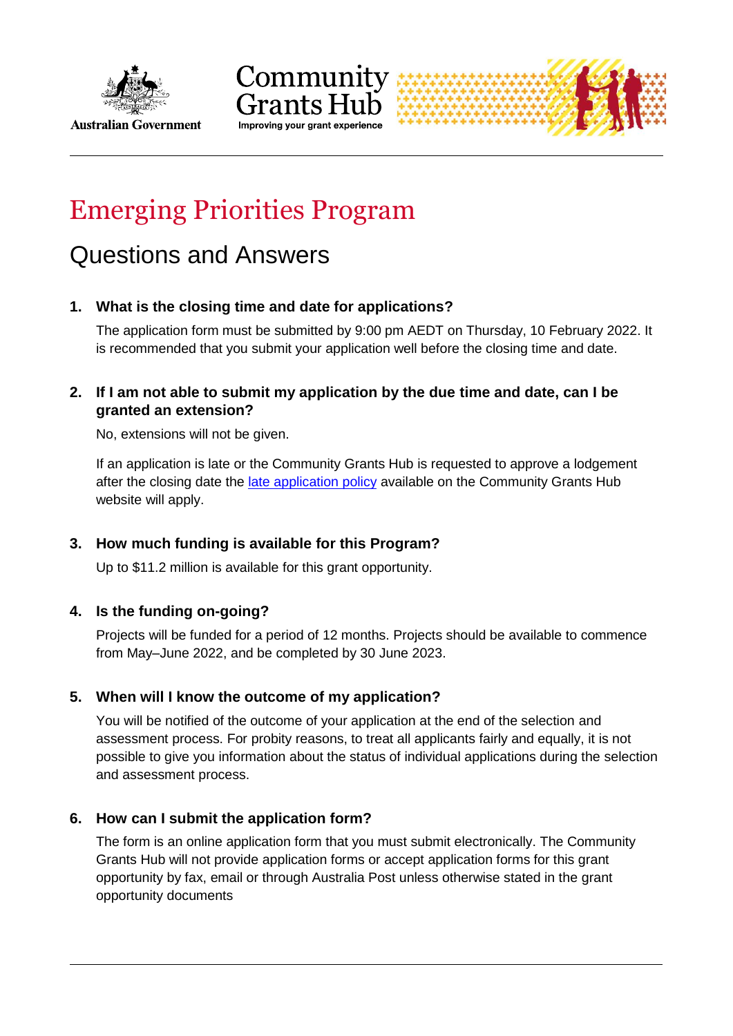# Emerging Priorities Program

## Questions and Answers

### 1. What is the closing time and date for applications?

The application form must be submitted by 9:00 pm AEDT on Thursday, 10 February 2022. It is recommended that you submit your application well before the closing time and date.

### 2. If I am not able to submit my application by the due time and date, can I be granted an extension?

No, extensions will not be given.

If an application is late or the Community Grants Hub is requested to approve a lodgement after the closing date the late application policy available on the Community Grants Hub website will apply.

### 3. How much funding is available for this Program?

Up to $11.2 million is available for this grant opportunity.

### 4. Is the funding on-going?

Projects will be funded for a period of 12 months. Projects should be available to commence from May–June 2022, and be completed by 30 June 2023.

### 5. When will I know the outcome of my application?

You will be notified of the outcome of your application at the end of the selection and assessment process. For probity reasons, to treat all applicants fairly and equally, it is not possible to give you information about the status of individual applications during the selection and assessment process.

### 6. How can I submit the application form?

The form is an online application form that you must submit electronically. The Community Grants Hub will not provide application forms or accept application forms for this grant opportunity by fax, email or through Australia Post unless otherwise stated in the grant opportunity documents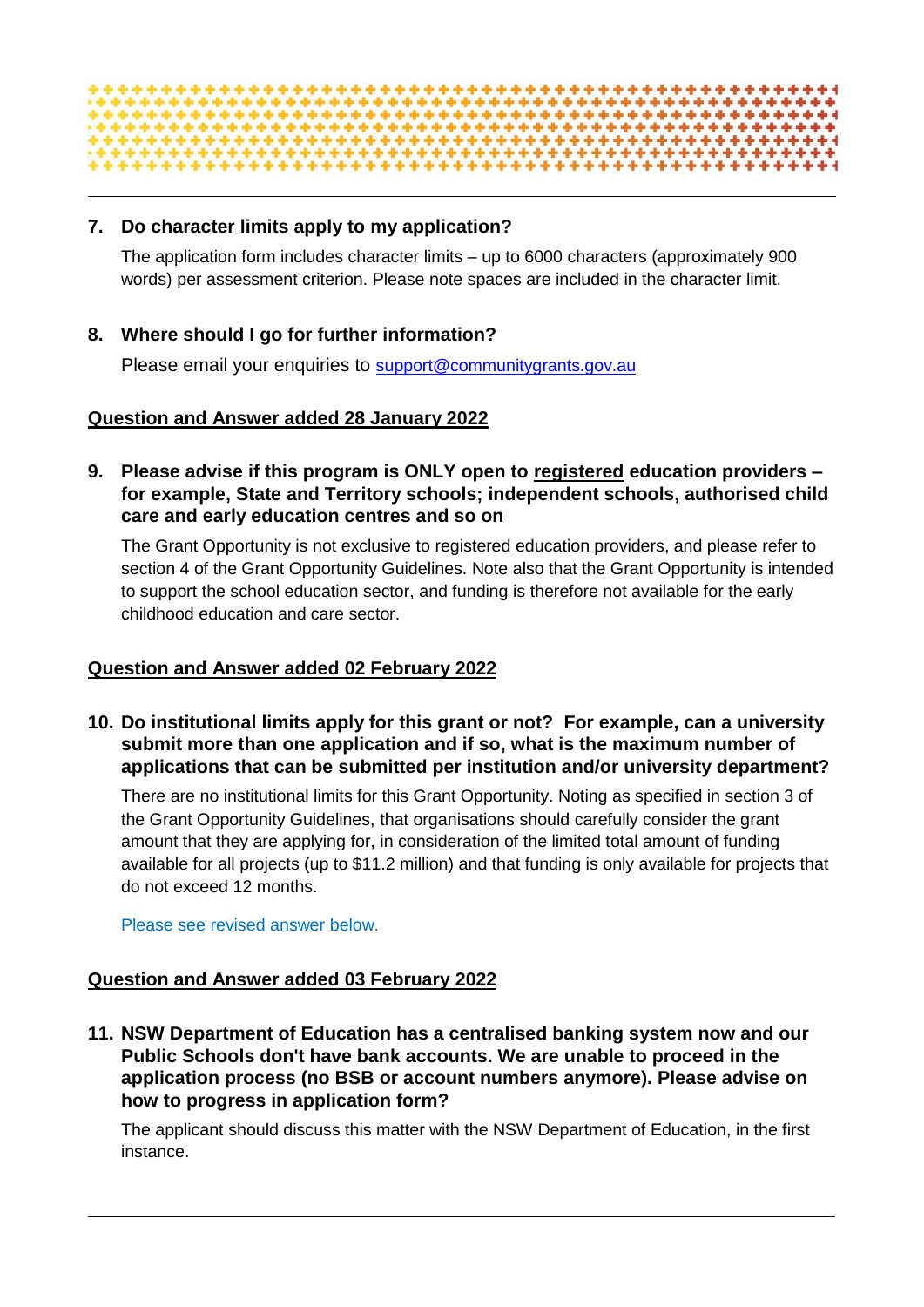7. **Do character limits apply to my application?**

   The application form includes character limits – up to 6000 characters (approximately 900 words) per assessment criterion. Please note spaces are included in the character limit.

8. **Where should I go for further information?**

   Please email your enquiries to support@communitygrants.gov.au

**Question and Answer added 28 January 2022**

9. **Please advise if this program is ONLY open to registered education providers – for example, State and Territory schools; independent schools, authorised child care and early education centres and so on**

   The Grant Opportunity is not exclusive to registered education providers, and please refer to section 4 of the Grant Opportunity Guidelines. Note also that the Grant Opportunity is intended to support the school education sector, and funding is therefore not available for the early childhood education and care sector.

**Question and Answer added 02 February 2022**

10. **Do institutional limits apply for this grant or not? For example, can a university submit more than one application and if so, what is the maximum number of applications that can be submitted per institution and/or university department?**

    There are no institutional limits for this Grant Opportunity. Noting as specified in section 3 of the Grant Opportunity Guidelines, that organisations should carefully consider the grant amount that they are applying for, in consideration of the limited total amount of funding available for all projects (up to $11.2 million) and that funding is only available for projects that do not exceed 12 months.

    Please see revised answer below.

**Question and Answer added 03 February 2022**

11. **NSW Department of Education has a centralised banking system now and our Public Schools don't have bank accounts. We are unable to proceed in the application process (no BSB or account numbers anymore). Please advise on how to progress in application form?**

    The applicant should discuss this matter with the NSW Department of Education, in the first instance.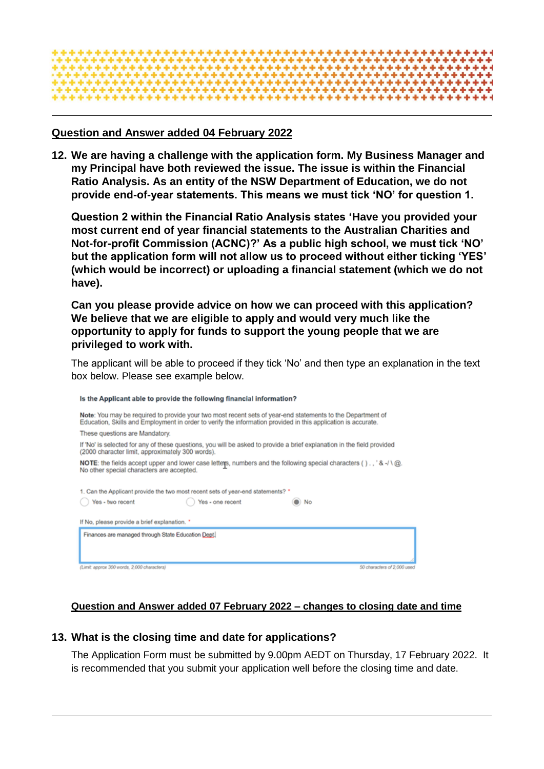## Question and Answer added 04 February 2022

**12. We are having a challenge with the application form. My Business Manager and my Principal have both reviewed the issue. The issue is within the Financial Ratio Analysis. As an entity of the NSW Department of Education, we do not provide end-of-year statements. This means we must tick 'NO' for question 1.**

**Question 2 within the Financial Ratio Analysis states 'Have you provided your most current end of year financial statements to the Australian Charities and Not-for-profit Commission (ACNC)?' As a public high school, we must tick 'NO' but the application form will not allow us to proceed without either ticking 'YES' (which would be incorrect) or uploading a financial statement (which we do not have).**

**Can you please provide advice on how we can proceed with this application? We believe that we are eligible to apply and would very much like the opportunity to apply for funds to support the young people that we are privileged to work with.**

The applicant will be able to proceed if they tick 'No' and then type an explanation in the text box below. Please see example below.

**Is the Applicant able to provide the following financial information?**

**Note**: You may be required to provide your two most recent sets of year-end statements to the Department of Education, Skills and Employment in order to verify the information provided in this application is accurate.

These questions are Mandatory.

If 'No' is selected for any of these questions, you will be asked to provide a brief explanation in the field provided (2000 character limit, approximately 300 words).

**NOTE**: the fields accept upper and lower case letters, numbers and the following special characters ( ) . , ' & -/ \ @. No other special characters are accepted.

1. Can the Applicant provide the two most recent sets of year-end statements? *

○ Yes - two recent ○ Yes - one recent ◉ No

If No, please provide a brief explanation. *

Finances are managed through State Education Dept

(Limit: approx 300 words, 2,000 characters) 50 characters of 2,000 used

## Question and Answer added 07 February 2022 – changes to closing date and time

**13. What is the closing time and date for applications?**

The Application Form must be submitted by 9.00pm AEDT on Thursday, 17 February 2022. It is recommended that you submit your application well before the closing time and date.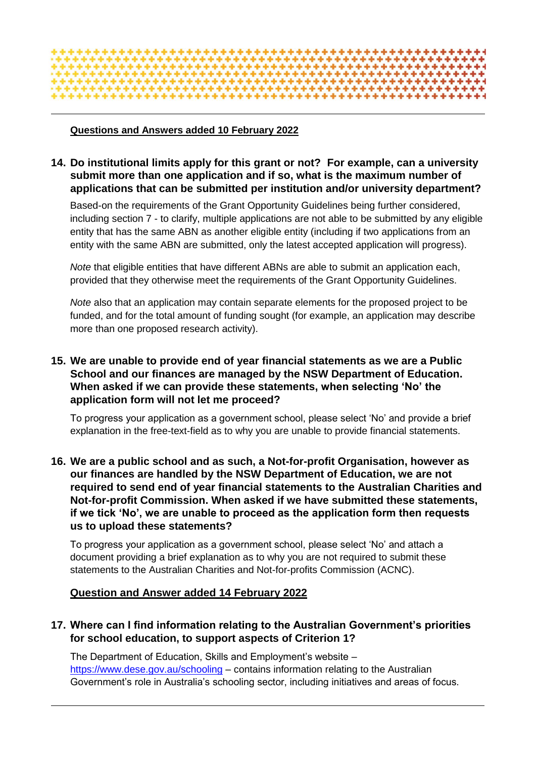**<u>Questions and Answers added 10 February 2022</u>**

**14. Do institutional limits apply for this grant or not? For example, can a university submit more than one application and if so, what is the maximum number of applications that can be submitted per institution and/or university department?**

Based-on the requirements of the Grant Opportunity Guidelines being further considered, including section 7 - to clarify, multiple applications are not able to be submitted by any eligible entity that has the same ABN as another eligible entity (including if two applications from an entity with the same ABN are submitted, only the latest accepted application will progress).

*Note* that eligible entities that have different ABNs are able to submit an application each, provided that they otherwise meet the requirements of the Grant Opportunity Guidelines.

*Note* also that an application may contain separate elements for the proposed project to be funded, and for the total amount of funding sought (for example, an application may describe more than one proposed research activity).

**15. We are unable to provide end of year financial statements as we are a Public School and our finances are managed by the NSW Department of Education. When asked if we can provide these statements, when selecting 'No' the application form will not let me proceed?**

To progress your application as a government school, please select 'No' and provide a brief explanation in the free-text-field as to why you are unable to provide financial statements.

**16. We are a public school and as such, a Not-for-profit Organisation, however as our finances are handled by the NSW Department of Education, we are not required to send end of year financial statements to the Australian Charities and Not-for-profit Commission. When asked if we have submitted these statements, if we tick 'No', we are unable to proceed as the application form then requests us to upload these statements?**

To progress your application as a government school, please select 'No' and attach a document providing a brief explanation as to why you are not required to submit these statements to the Australian Charities and Not-for-profits Commission (ACNC).

**<u>Question and Answer added 14 February 2022</u>**

**17. Where can I find information relating to the Australian Government's priorities for school education, to support aspects of Criterion 1?**

The Department of Education, Skills and Employment's website – [https://www.dese.gov.au/schooling](https://www.dese.gov.au/schooling) – contains information relating to the Australian Government's role in Australia's schooling sector, including initiatives and areas of focus.